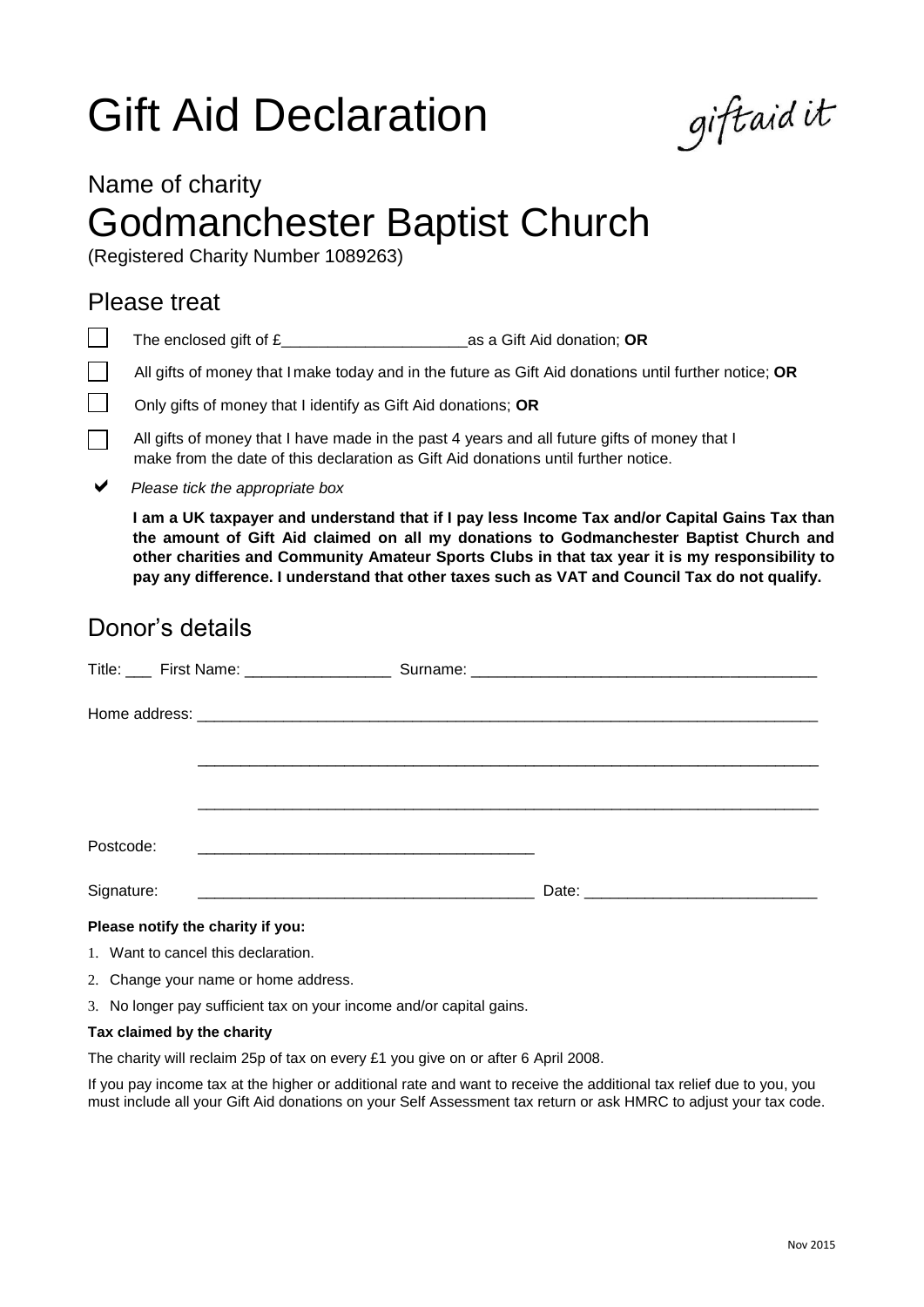# Gift Aid Declaration

giftaid it

## Name of charity

# Godmanchester Baptist Church

(Registered Charity Number 1089263)

## Please treat

☐ The enclosed gift of £______________________as a Gift Aid donation; **OR**

☐ All gifts of money that I make today and in the future as Gift Aid donations until further notice; **OR**

☐ Only gifts of money that I identify as Gift Aid donations; **OR**

☐ All gifts of money that I have made in the past 4 years and all future gifts of money that I make from the date of this declaration as Gift Aid donations until further notice.

✔ *Please tick the appropriate box*

**I am a UK taxpayer and understand that if I pay less Income Tax and/or Capital Gains Tax than the amount of Gift Aid claimed on all my donations to Godmanchester Baptist Church and other charities and Community Amateur Sports Clubs in that tax year it is my responsibility to pay any difference. I understand that other taxes such as VAT and Council Tax do not qualify.**

## Donor's details

Title: ___ First Name: _________________ Surname: ________________________________________

Home address: ____________________________________________________________________________

____________________________________________________________________________

____________________________________________________________________________

Postcode: ________________________________________

Signature: ________________________________________ Date: ___________________________

**Please notify the charity if you:**

1. Want to cancel this declaration.
2. Change your name or home address.
3. No longer pay sufficient tax on your income and/or capital gains.

**Tax claimed by the charity**

The charity will reclaim 25p of tax on every £1 you give on or after 6 April 2008.

If you pay income tax at the higher or additional rate and want to receive the additional tax relief due to you, you must include all your Gift Aid donations on your Self Assessment tax return or ask HMRC to adjust your tax code.

Nov 2015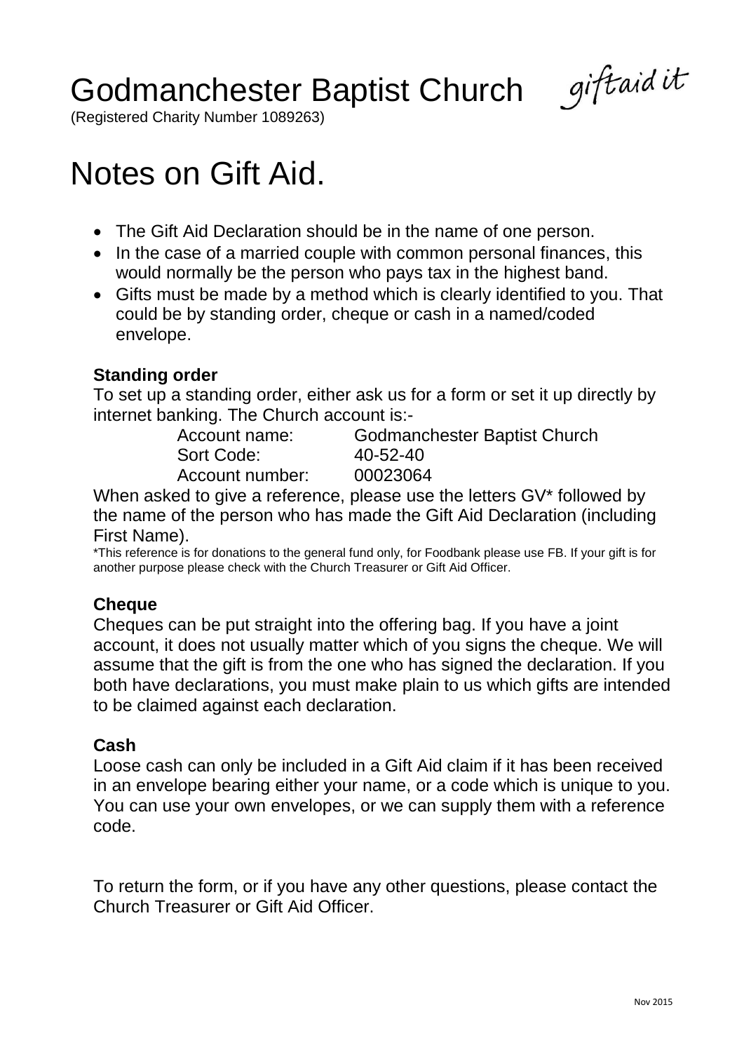# Godmanchester Baptist Church

giftaid it

(Registered Charity Number 1089263)

# Notes on Gift Aid.

- The Gift Aid Declaration should be in the name of one person.
- In the case of a married couple with common personal finances, this would normally be the person who pays tax in the highest band.
- Gifts must be made by a method which is clearly identified to you. That could be by standing order, cheque or cash in a named/coded envelope.

### Standing order

To set up a standing order, either ask us for a form or set it up directly by internet banking. The Church account is:-

| | |
|---|---|
| Account name: | Godmanchester Baptist Church |
| Sort Code: | 40-52-40 |
| Account number: | 00023064 |

When asked to give a reference, please use the letters GV* followed by the name of the person who has made the Gift Aid Declaration (including First Name).

*This reference is for donations to the general fund only, for Foodbank please use FB. If your gift is for another purpose please check with the Church Treasurer or Gift Aid Officer.

### Cheque

Cheques can be put straight into the offering bag. If you have a joint account, it does not usually matter which of you signs the cheque. We will assume that the gift is from the one who has signed the declaration. If you both have declarations, you must make plain to us which gifts are intended to be claimed against each declaration.

### Cash

Loose cash can only be included in a Gift Aid claim if it has been received in an envelope bearing either your name, or a code which is unique to you. You can use your own envelopes, or we can supply them with a reference code.

To return the form, or if you have any other questions, please contact the Church Treasurer or Gift Aid Officer.

Nov 2015